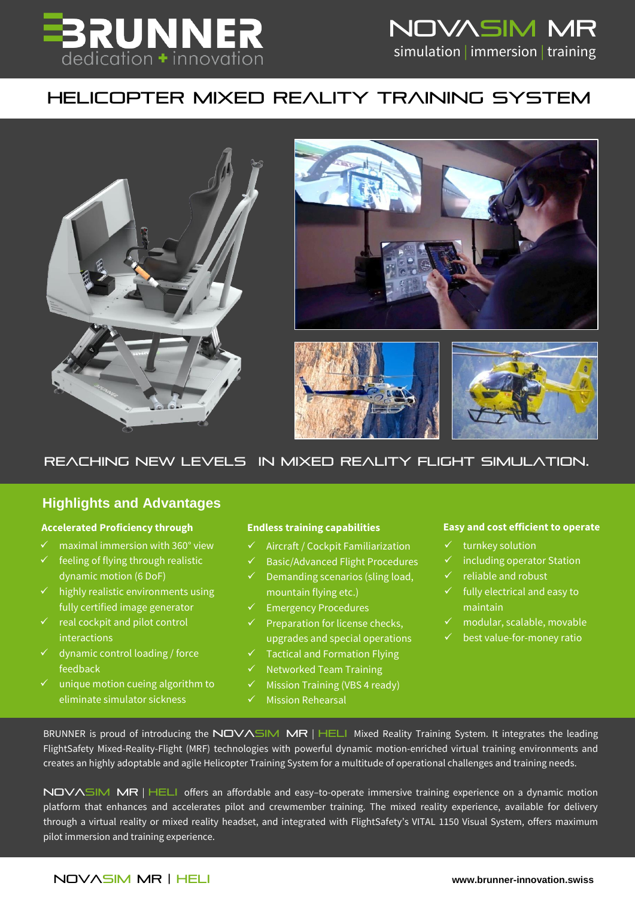BRUNNER
dedication + innovation

NOVASIM MR
simulation | immersion | training

# HELICOPTER MIXED REALITY TRAINING SYSTEM

REACHING NEW LEVELS IN MIXED REALITY FLIGHT SIMULATION.

## Highlights and Advantages

**Accelerated Proficiency through**

- ✓ maximal immersion with 360° view
- ✓ feeling of flying through realistic dynamic motion (6 DoF)
- ✓ highly realistic environments using fully certified image generator
- ✓ real cockpit and pilot control interactions
- ✓ dynamic control loading / force feedback
- ✓ unique motion cueing algorithm to eliminate simulator sickness

**Endless training capabilities**

- ✓ Aircraft / Cockpit Familiarization
- ✓ Basic/Advanced Flight Procedures
- ✓ Demanding scenarios (sling load, mountain flying etc.)
- ✓ Emergency Procedures
- ✓ Preparation for license checks, upgrades and special operations
- ✓ Tactical and Formation Flying
- ✓ Networked Team Training
- ✓ Mission Training (VBS 4 ready)
- ✓ Mission Rehearsal

**Easy and cost efficient to operate**

- ✓ turnkey solution
- ✓ including operator Station
- ✓ reliable and robust
- ✓ fully electrical and easy to maintain
- ✓ modular, scalable, movable
- ✓ best value-for-money ratio

BRUNNER is proud of introducing the NOVASIM MR | HELI Mixed Reality Training System. It integrates the leading FlightSafety Mixed-Reality-Flight (MRF) technologies with powerful dynamic motion-enriched virtual training environments and creates an highly adoptable and agile Helicopter Training System for a multitude of operational challenges and training needs.

NOVASIM MR | HELI offers an affordable and easy–to-operate immersive training experience on a dynamic motion platform that enhances and accelerates pilot and crewmember training. The mixed reality experience, available for delivery through a virtual reality or mixed reality headset, and integrated with FlightSafety's VITAL 1150 Visual System, offers maximum pilot immersion and training experience.

NOVASIM MR | HELI www.brunner-innovation.swiss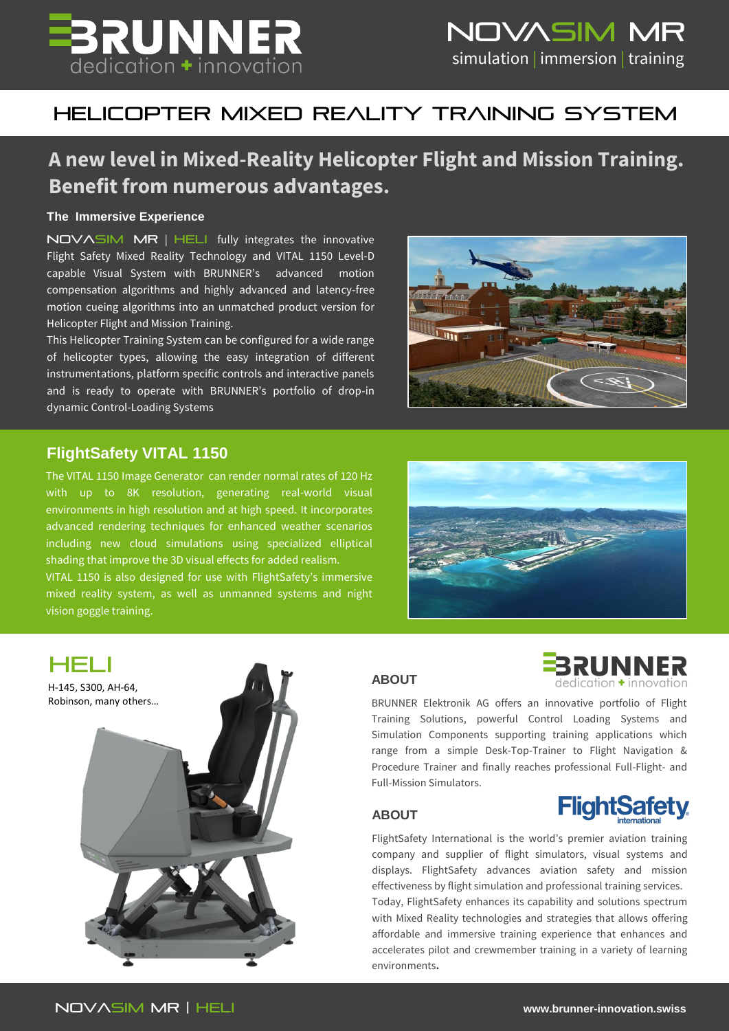BRUNNER
dedication + innovation

NOVASIM MR
simulation | immersion | training

# HELICOPTER MIXED REALITY TRAINING SYSTEM

## A new level in Mixed-Reality Helicopter Flight and Mission Training. Benefit from numerous advantages.

### The Immersive Experience

NOVASIM MR | HELI fully integrates the innovative Flight Safety Mixed Reality Technology and VITAL 1150 Level-D capable Visual System with BRUNNER's advanced motion compensation algorithms and highly advanced and latency-free motion cueing algorithms into an unmatched product version for Helicopter Flight and Mission Training.

This Helicopter Training System can be configured for a wide range of helicopter types, allowing the easy integration of different instrumentations, platform specific controls and interactive panels and is ready to operate with BRUNNER's portfolio of drop-in dynamic Control-Loading Systems

### FlightSafety VITAL 1150

The VITAL 1150 Image Generator can render normal rates of 120 Hz with up to 8K resolution, generating real-world visual environments in high resolution and at high speed. It incorporates advanced rendering techniques for enhanced weather scenarios including new cloud simulations using specialized elliptical shading that improve the 3D visual effects for added realism.

VITAL 1150 is also designed for use with FlightSafety's immersive mixed reality system, as well as unmanned systems and night vision goggle training.

### HELI

H-145, S300, AH-64, Robinson, many others...

### ABOUT

BRUNNER
dedication + innovation

BRUNNER Elektronik AG offers an innovative portfolio of Flight Training Solutions, powerful Control Loading Systems and Simulation Components supporting training applications which range from a simple Desk-Top-Trainer to Flight Navigation & Procedure Trainer and finally reaches professional Full-Flight- and Full-Mission Simulators.

### ABOUT

FlightSafety international

FlightSafety International is the world's premier aviation training company and supplier of flight simulators, visual systems and displays. FlightSafety advances aviation safety and mission effectiveness by flight simulation and professional training services.

Today, FlightSafety enhances its capability and solutions spectrum with Mixed Reality technologies and strategies that allows offering affordable and immersive training experience that enhances and accelerates pilot and crewmember training in a variety of learning environments.

NOVASIM MR | HELI

www.brunner-innovation.swiss